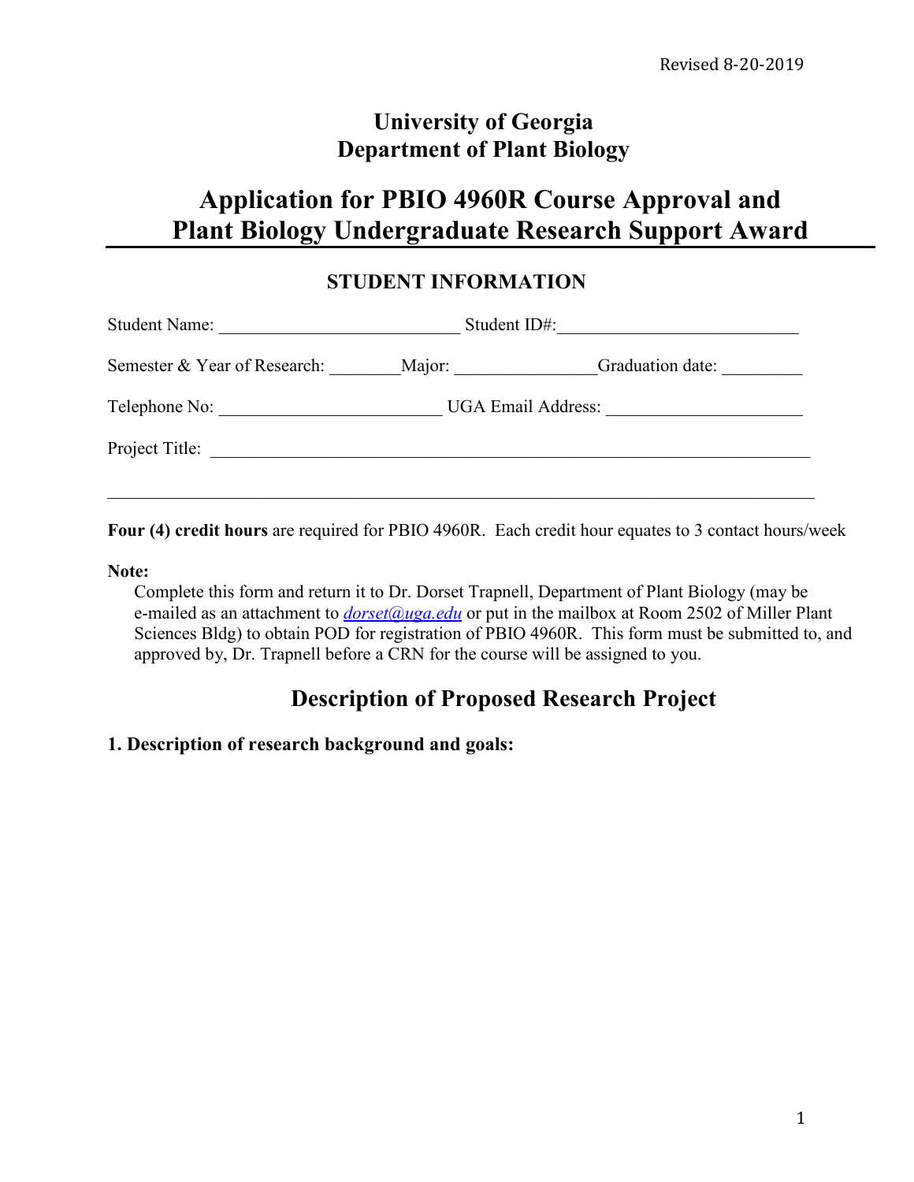Revised 8-20-2019

# University of Georgia
# Department of Plant Biology

# Application for PBIO 4960R Course Approval and Plant Biology Undergraduate Research Support Award

## STUDENT INFORMATION

Student Name: ___________________________ Student ID#:___________________________

Semester & Year of Research: ________Major: _______________Graduation date: _________

Telephone No: ________________________ UGA Email Address: _____________________

Project Title: ____________________________________________________________________

_______________________________________________________________________________

**Four (4) credit hours** are required for PBIO 4960R. Each credit hour equates to 3 contact hours/week

**Note:**

Complete this form and return it to Dr. Dorset Trapnell, Department of Plant Biology (may be e-mailed as an attachment to *dorset@uga.edu* or put in the mailbox at Room 2502 of Miller Plant Sciences Bldg) to obtain POD for registration of PBIO 4960R. This form must be submitted to, and approved by, Dr. Trapnell before a CRN for the course will be assigned to you.

## Description of Proposed Research Project

**1. Description of research background and goals:**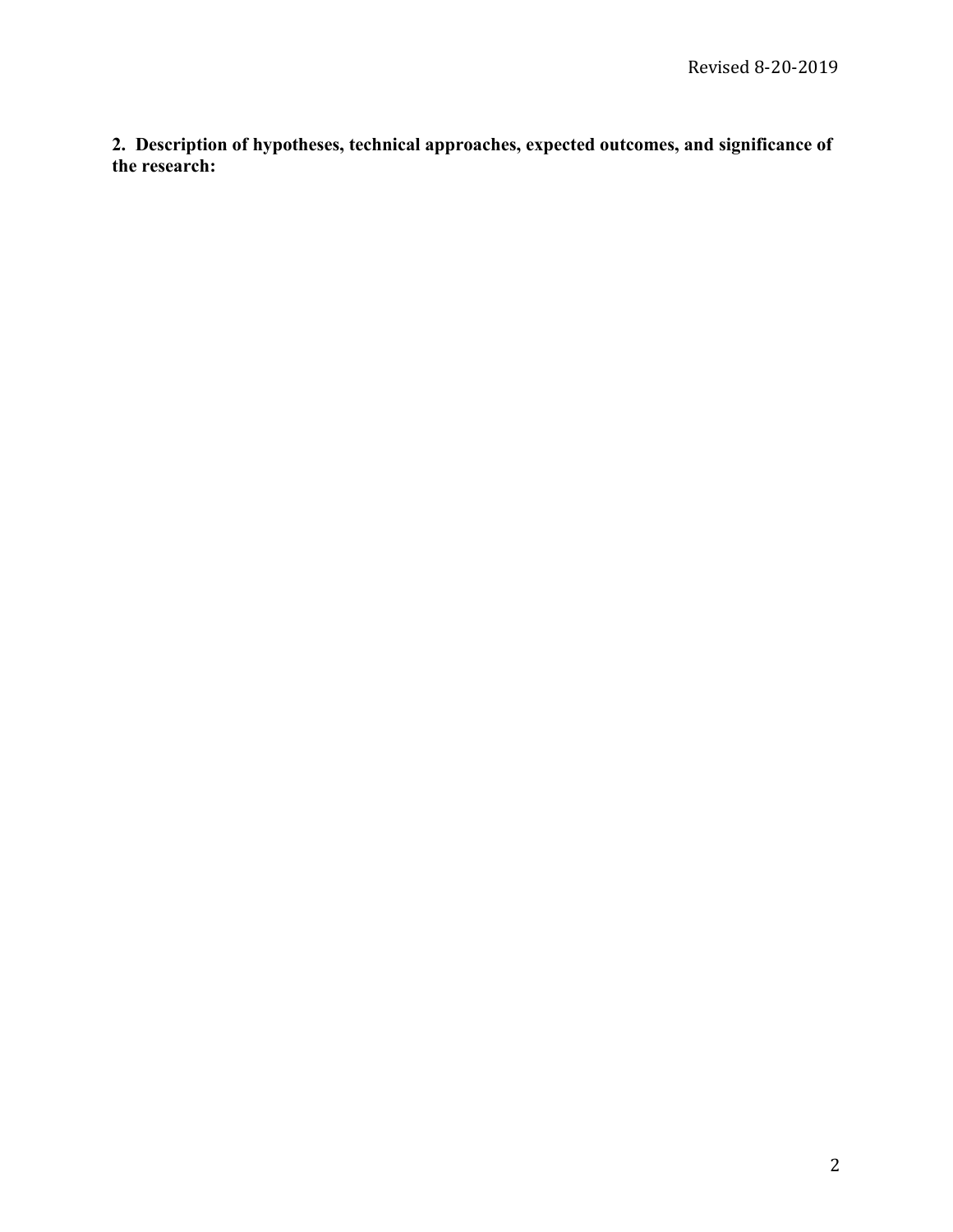**2. Description of hypotheses, technical approaches, expected outcomes, and significance of the research:**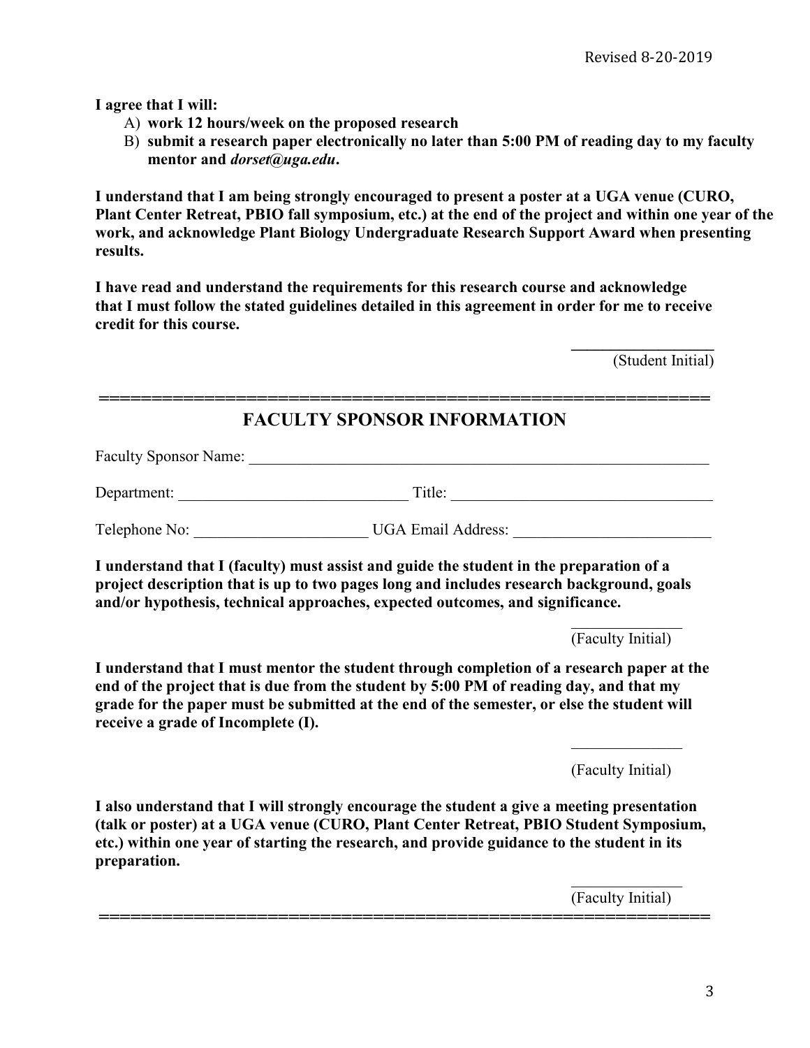**I agree that I will:**

A) **work 12 hours/week on the proposed research**
B) **submit a research paper electronically no later than 5:00 PM of reading day to my faculty mentor and *dorset@uga.edu*.**

**I understand that I am being strongly encouraged to present a poster at a UGA venue (CURO, Plant Center Retreat, PBIO fall symposium, etc.) at the end of the project and within one year of the work, and acknowledge Plant Biology Undergraduate Research Support Award when presenting results.**

**I have read and understand the requirements for this research course and acknowledge that I must follow the stated guidelines detailed in this agreement in order for me to receive credit for this course.**

_________________
(Student Initial)

============================================================

## FACULTY SPONSOR INFORMATION

Faculty Sponsor Name: ____________________________________________________________

Department: _____________________________ Title: _________________________________

Telephone No: ______________________ UGA Email Address: _________________________

**I understand that I (faculty) must assist and guide the student in the preparation of a project description that is up to two pages long and includes research background, goals and/or hypothesis, technical approaches, expected outcomes, and significance.**

______________
(Faculty Initial)

**I understand that I must mentor the student through completion of a research paper at the end of the project that is due from the student by 5:00 PM of reading day, and that my grade for the paper must be submitted at the end of the semester, or else the student will receive a grade of Incomplete (I).**

______________
(Faculty Initial)

**I also understand that I will strongly encourage the student a give a meeting presentation (talk or poster) at a UGA venue (CURO, Plant Center Retreat, PBIO Student Symposium, etc.) within one year of starting the research, and provide guidance to the student in its preparation.**

______________
(Faculty Initial)

============================================================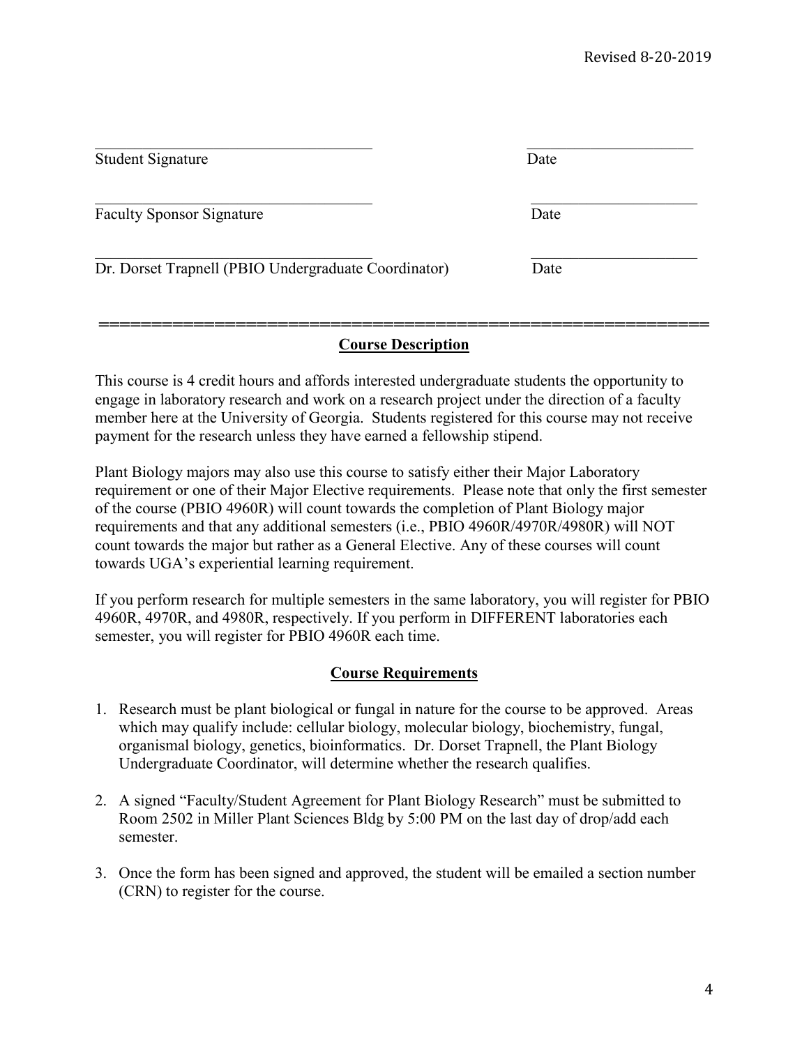Revised 8-20-2019

| | |
|---|---|
| \_\_\_\_\_\_\_\_\_\_\_\_\_\_\_\_\_\_\_\_\_\_\_\_\_\_\_\_\_\_\_\_\_\_\_\_ | \_\_\_\_\_\_\_\_\_\_\_\_\_\_\_\_\_\_\_\_\_\_ |
| Student Signature | Date |
| \_\_\_\_\_\_\_\_\_\_\_\_\_\_\_\_\_\_\_\_\_\_\_\_\_\_\_\_\_\_\_\_\_\_\_\_ | \_\_\_\_\_\_\_\_\_\_\_\_\_\_\_\_\_\_\_\_\_\_ |
| Faculty Sponsor Signature | Date |
| \_\_\_\_\_\_\_\_\_\_\_\_\_\_\_\_\_\_\_\_\_\_\_\_\_\_\_\_\_\_\_\_\_\_\_\_ | \_\_\_\_\_\_\_\_\_\_\_\_\_\_\_\_\_\_\_\_\_\_ |
| Dr. Dorset Trapnell (PBIO Undergraduate Coordinator) | Date |

==========================================================

## Course Description

This course is 4 credit hours and affords interested undergraduate students the opportunity to engage in laboratory research and work on a research project under the direction of a faculty member here at the University of Georgia. Students registered for this course may not receive payment for the research unless they have earned a fellowship stipend.

Plant Biology majors may also use this course to satisfy either their Major Laboratory requirement or one of their Major Elective requirements. Please note that only the first semester of the course (PBIO 4960R) will count towards the completion of Plant Biology major requirements and that any additional semesters (i.e., PBIO 4960R/4970R/4980R) will NOT count towards the major but rather as a General Elective. Any of these courses will count towards UGA's experiential learning requirement.

If you perform research for multiple semesters in the same laboratory, you will register for PBIO 4960R, 4970R, and 4980R, respectively. If you perform in DIFFERENT laboratories each semester, you will register for PBIO 4960R each time.

## Course Requirements

1. Research must be plant biological or fungal in nature for the course to be approved. Areas which may qualify include: cellular biology, molecular biology, biochemistry, fungal, organismal biology, genetics, bioinformatics. Dr. Dorset Trapnell, the Plant Biology Undergraduate Coordinator, will determine whether the research qualifies.

2. A signed "Faculty/Student Agreement for Plant Biology Research" must be submitted to Room 2502 in Miller Plant Sciences Bldg by 5:00 PM on the last day of drop/add each semester.

3. Once the form has been signed and approved, the student will be emailed a section number (CRN) to register for the course.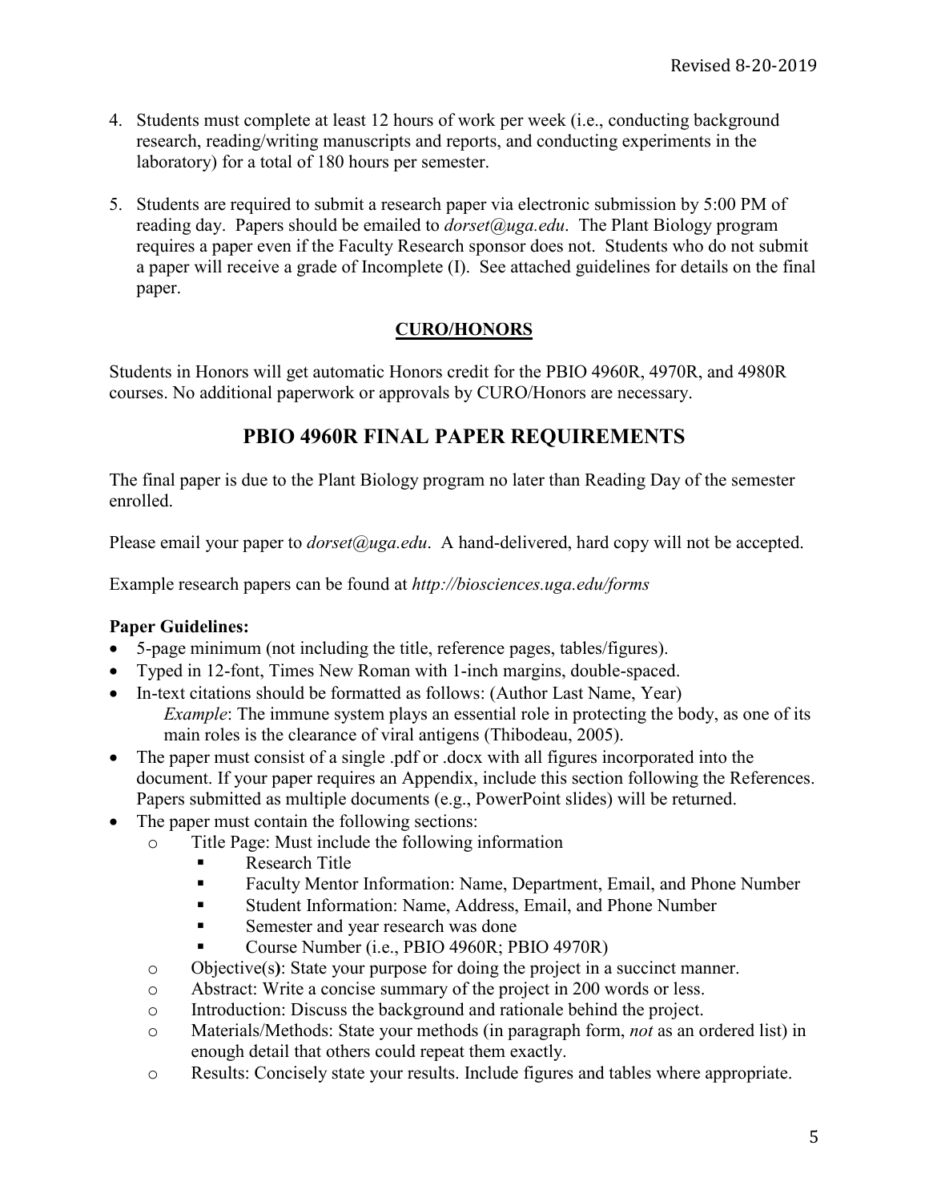4. Students must complete at least 12 hours of work per week (i.e., conducting background research, reading/writing manuscripts and reports, and conducting experiments in the laboratory) for a total of 180 hours per semester.

5. Students are required to submit a research paper via electronic submission by 5:00 PM of reading day. Papers should be emailed to *dorset@uga.edu*. The Plant Biology program requires a paper even if the Faculty Research sponsor does not. Students who do not submit a paper will receive a grade of Incomplete (I). See attached guidelines for details on the final paper.

## CURO/HONORS

Students in Honors will get automatic Honors credit for the PBIO 4960R, 4970R, and 4980R courses. No additional paperwork or approvals by CURO/Honors are necessary.

## PBIO 4960R FINAL PAPER REQUIREMENTS

The final paper is due to the Plant Biology program no later than Reading Day of the semester enrolled.

Please email your paper to *dorset@uga.edu*. A hand-delivered, hard copy will not be accepted.

Example research papers can be found at *http://biosciences.uga.edu/forms*

**Paper Guidelines:**

- 5-page minimum (not including the title, reference pages, tables/figures).
- Typed in 12-font, Times New Roman with 1-inch margins, double-spaced.
- In-text citations should be formatted as follows: (Author Last Name, Year)
  *Example*: The immune system plays an essential role in protecting the body, as one of its main roles is the clearance of viral antigens (Thibodeau, 2005).
- The paper must consist of a single .pdf or .docx with all figures incorporated into the document. If your paper requires an Appendix, include this section following the References. Papers submitted as multiple documents (e.g., PowerPoint slides) will be returned.
- The paper must contain the following sections:
  - Title Page: Must include the following information
    - Research Title
    - Faculty Mentor Information: Name, Department, Email, and Phone Number
    - Student Information: Name, Address, Email, and Phone Number
    - Semester and year research was done
    - Course Number (i.e., PBIO 4960R; PBIO 4970R)
  - Objective(s**)**: State your purpose for doing the project in a succinct manner.
  - Abstract: Write a concise summary of the project in 200 words or less.
  - Introduction: Discuss the background and rationale behind the project.
  - Materials/Methods: State your methods (in paragraph form, *not* as an ordered list) in enough detail that others could repeat them exactly.
  - Results: Concisely state your results. Include figures and tables where appropriate.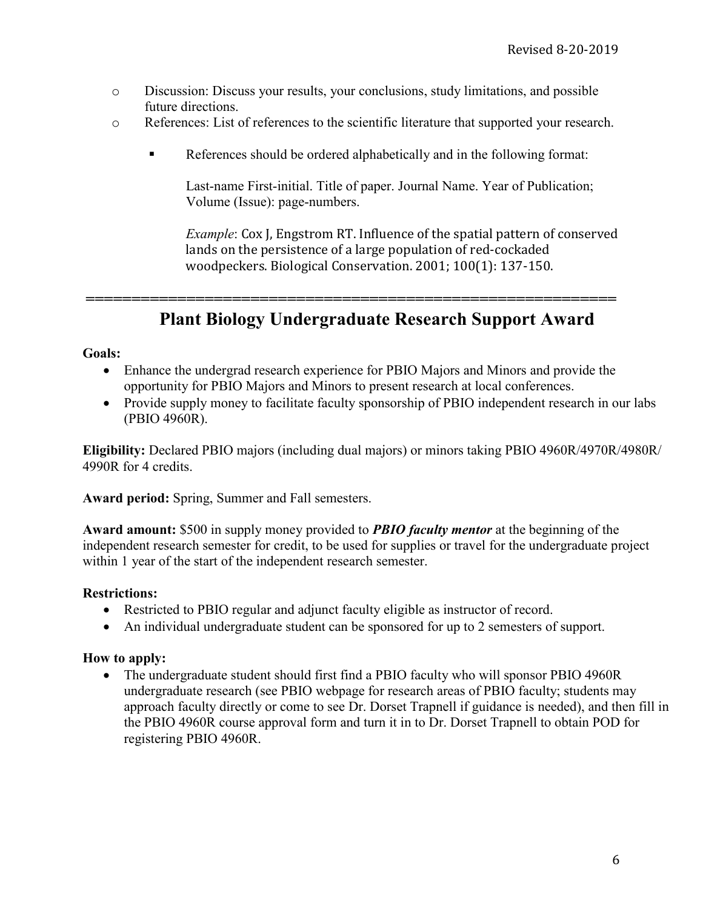- Discussion: Discuss your results, your conclusions, study limitations, and possible future directions.
- References: List of references to the scientific literature that supported your research.
  - References should be ordered alphabetically and in the following format:

    Last-name First-initial. Title of paper. Journal Name. Year of Publication; Volume (Issue): page-numbers.

    *Example*: Cox J, Engstrom RT. Influence of the spatial pattern of conserved lands on the persistence of a large population of red-cockaded woodpeckers. Biological Conservation. 2001; 100(1): 137-150.

==========================================================

## Plant Biology Undergraduate Research Support Award

**Goals:**

- Enhance the undergrad research experience for PBIO Majors and Minors and provide the opportunity for PBIO Majors and Minors to present research at local conferences.
- Provide supply money to facilitate faculty sponsorship of PBIO independent research in our labs (PBIO 4960R).

**Eligibility:** Declared PBIO majors (including dual majors) or minors taking PBIO 4960R/4970R/4980R/ 4990R for 4 credits.

**Award period:** Spring, Summer and Fall semesters.

**Award amount:** $500 in supply money provided to ***PBIO faculty mentor*** at the beginning of the independent research semester for credit, to be used for supplies or travel for the undergraduate project within 1 year of the start of the independent research semester.

**Restrictions:**

- Restricted to PBIO regular and adjunct faculty eligible as instructor of record.
- An individual undergraduate student can be sponsored for up to 2 semesters of support.

**How to apply:**

- The undergraduate student should first find a PBIO faculty who will sponsor PBIO 4960R undergraduate research (see PBIO webpage for research areas of PBIO faculty; students may approach faculty directly or come to see Dr. Dorset Trapnell if guidance is needed), and then fill in the PBIO 4960R course approval form and turn it in to Dr. Dorset Trapnell to obtain POD for registering PBIO 4960R.